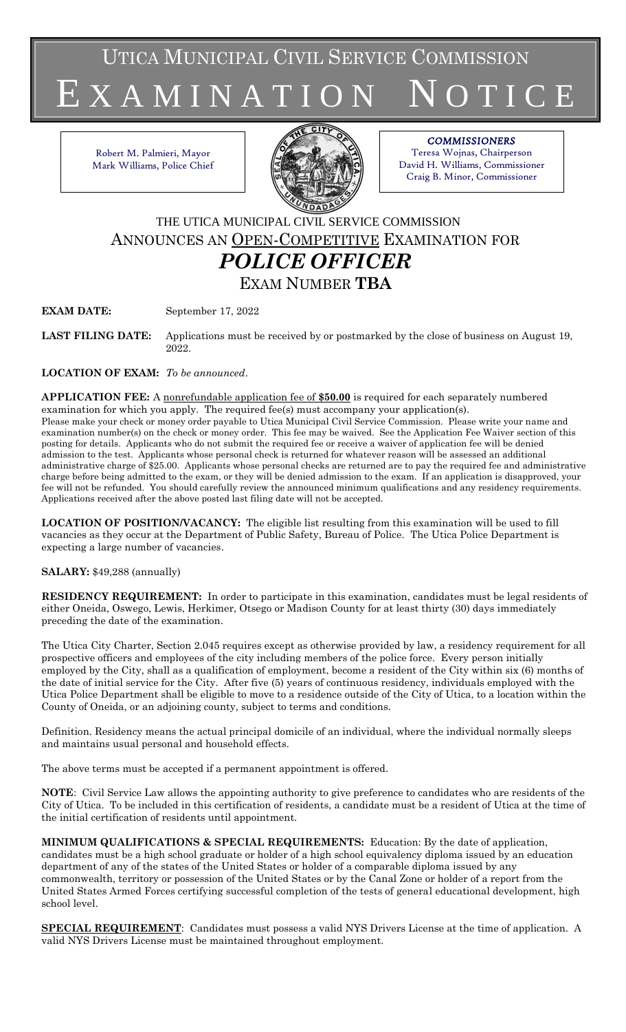# UTICA MUNICIPAL CIVIL SERVICE COMMISSION
# EXAMINATION NOTICE

Robert M. Palmieri, Mayor
Mark Williams, Police Chief

*COMMISSIONERS*
Teresa Wojnas, Chairperson
David H. Williams, Commissioner
Craig B. Minor, Commissioner

## THE UTICA MUNICIPAL CIVIL SERVICE COMMISSION ANNOUNCES AN OPEN-COMPETITIVE EXAMINATION FOR

# *POLICE OFFICER*

## EXAM NUMBER **TBA**

**EXAM DATE:** September 17, 2022

**LAST FILING DATE:** Applications must be received by or postmarked by the close of business on August 19, 2022.

**LOCATION OF EXAM:** *To be announced*.

**APPLICATION FEE:** A nonrefundable application fee of **$50.00** is required for each separately numbered examination for which you apply. The required fee(s) must accompany your application(s). Please make your check or money order payable to Utica Municipal Civil Service Commission. Please write your name and examination number(s) on the check or money order. This fee may be waived. See the Application Fee Waiver section of this posting for details. Applicants who do not submit the required fee or receive a waiver of application fee will be denied admission to the test. Applicants whose personal check is returned for whatever reason will be assessed an additional administrative charge of $25.00. Applicants whose personal checks are returned are to pay the required fee and administrative charge before being admitted to the exam, or they will be denied admission to the exam. If an application is disapproved, your fee will not be refunded. You should carefully review the announced minimum qualifications and any residency requirements. Applications received after the above posted last filing date will not be accepted.

**LOCATION OF POSITION/VACANCY:** The eligible list resulting from this examination will be used to fill vacancies as they occur at the Department of Public Safety, Bureau of Police. The Utica Police Department is expecting a large number of vacancies.

**SALARY:** $49,288 (annually)

**RESIDENCY REQUIREMENT:** In order to participate in this examination, candidates must be legal residents of either Oneida, Oswego, Lewis, Herkimer, Otsego or Madison County for at least thirty (30) days immediately preceding the date of the examination.

The Utica City Charter, Section 2.045 requires except as otherwise provided by law, a residency requirement for all prospective officers and employees of the city including members of the police force. Every person initially employed by the City, shall as a qualification of employment, become a resident of the City within six (6) months of the date of initial service for the City. After five (5) years of continuous residency, individuals employed with the Utica Police Department shall be eligible to move to a residence outside of the City of Utica, to a location within the County of Oneida, or an adjoining county, subject to terms and conditions.

Definition. Residency means the actual principal domicile of an individual, where the individual normally sleeps and maintains usual personal and household effects.

The above terms must be accepted if a permanent appointment is offered.

**NOTE**: Civil Service Law allows the appointing authority to give preference to candidates who are residents of the City of Utica. To be included in this certification of residents, a candidate must be a resident of Utica at the time of the initial certification of residents until appointment.

**MINIMUM QUALIFICATIONS & SPECIAL REQUIREMENTS:** Education: By the date of application, candidates must be a high school graduate or holder of a high school equivalency diploma issued by an education department of any of the states of the United States or holder of a comparable diploma issued by any commonwealth, territory or possession of the United States or by the Canal Zone or holder of a report from the United States Armed Forces certifying successful completion of the tests of general educational development, high school level.

**SPECIAL REQUIREMENT**: Candidates must possess a valid NYS Drivers License at the time of application. A valid NYS Drivers License must be maintained throughout employment.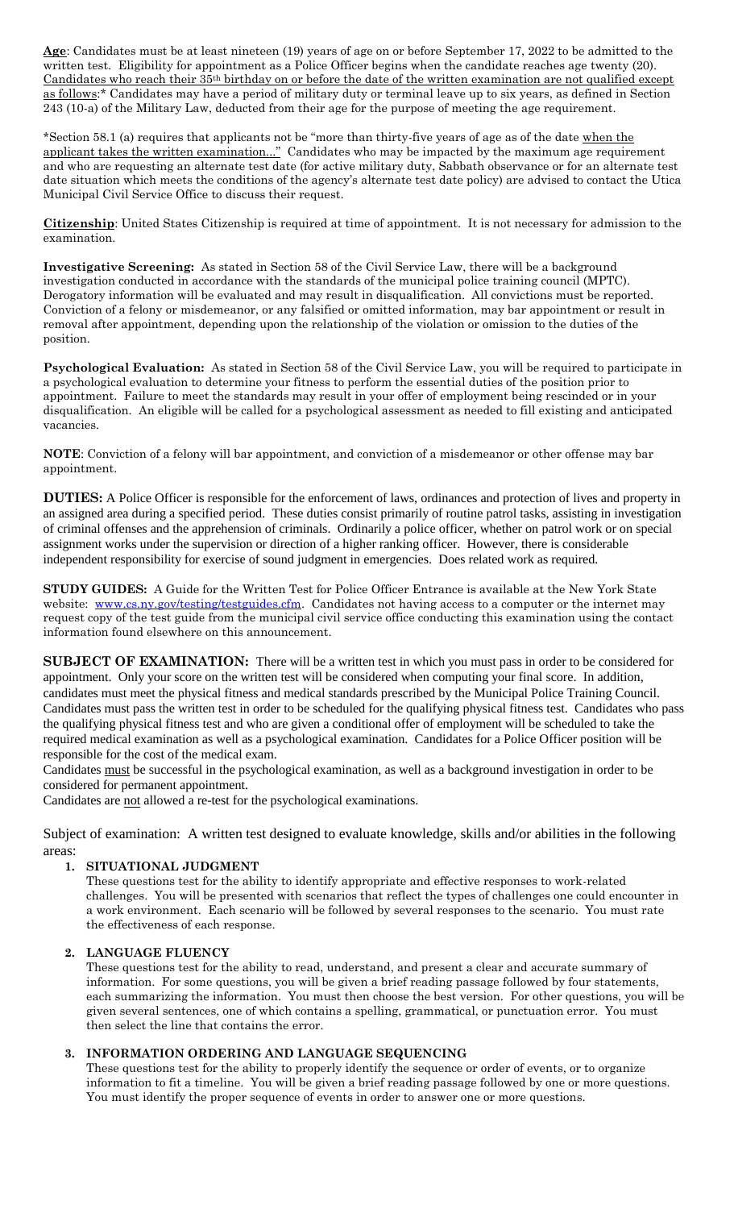**Age**: Candidates must be at least nineteen (19) years of age on or before September 17, 2022 to be admitted to the written test. Eligibility for appointment as a Police Officer begins when the candidate reaches age twenty (20). Candidates who reach their 35th birthday on or before the date of the written examination are not qualified except as follows:* Candidates may have a period of military duty or terminal leave up to six years, as defined in Section 243 (10-a) of the Military Law, deducted from their age for the purpose of meeting the age requirement.

*Section 58.1 (a) requires that applicants not be "more than thirty-five years of age as of the date when the applicant takes the written examination..." Candidates who may be impacted by the maximum age requirement and who are requesting an alternate test date (for active military duty, Sabbath observance or for an alternate test date situation which meets the conditions of the agency's alternate test date policy) are advised to contact the Utica Municipal Civil Service Office to discuss their request.

**Citizenship**: United States Citizenship is required at time of appointment. It is not necessary for admission to the examination.

**Investigative Screening:** As stated in Section 58 of the Civil Service Law, there will be a background investigation conducted in accordance with the standards of the municipal police training council (MPTC). Derogatory information will be evaluated and may result in disqualification. All convictions must be reported. Conviction of a felony or misdemeanor, or any falsified or omitted information, may bar appointment or result in removal after appointment, depending upon the relationship of the violation or omission to the duties of the position.

**Psychological Evaluation:** As stated in Section 58 of the Civil Service Law, you will be required to participate in a psychological evaluation to determine your fitness to perform the essential duties of the position prior to appointment. Failure to meet the standards may result in your offer of employment being rescinded or in your disqualification. An eligible will be called for a psychological assessment as needed to fill existing and anticipated vacancies.

**NOTE**: Conviction of a felony will bar appointment, and conviction of a misdemeanor or other offense may bar appointment.

**DUTIES:** A Police Officer is responsible for the enforcement of laws, ordinances and protection of lives and property in an assigned area during a specified period. These duties consist primarily of routine patrol tasks, assisting in investigation of criminal offenses and the apprehension of criminals. Ordinarily a police officer, whether on patrol work or on special assignment works under the supervision or direction of a higher ranking officer. However, there is considerable independent responsibility for exercise of sound judgment in emergencies. Does related work as required.

**STUDY GUIDES:** A Guide for the Written Test for Police Officer Entrance is available at the New York State website: www.cs.ny.gov/testing/testguides.cfm. Candidates not having access to a computer or the internet may request copy of the test guide from the municipal civil service office conducting this examination using the contact information found elsewhere on this announcement.

**SUBJECT OF EXAMINATION:** There will be a written test in which you must pass in order to be considered for appointment. Only your score on the written test will be considered when computing your final score. In addition, candidates must meet the physical fitness and medical standards prescribed by the Municipal Police Training Council. Candidates must pass the written test in order to be scheduled for the qualifying physical fitness test. Candidates who pass the qualifying physical fitness test and who are given a conditional offer of employment will be scheduled to take the required medical examination as well as a psychological examination. Candidates for a Police Officer position will be responsible for the cost of the medical exam.

Candidates must be successful in the psychological examination, as well as a background investigation in order to be considered for permanent appointment.

Candidates are not allowed a re-test for the psychological examinations.

Subject of examination: A written test designed to evaluate knowledge, skills and/or abilities in the following areas:

1. **SITUATIONAL JUDGMENT**

   These questions test for the ability to identify appropriate and effective responses to work-related challenges. You will be presented with scenarios that reflect the types of challenges one could encounter in a work environment. Each scenario will be followed by several responses to the scenario. You must rate the effectiveness of each response.

2. **LANGUAGE FLUENCY**

   These questions test for the ability to read, understand, and present a clear and accurate summary of information. For some questions, you will be given a brief reading passage followed by four statements, each summarizing the information. You must then choose the best version. For other questions, you will be given several sentences, one of which contains a spelling, grammatical, or punctuation error. You must then select the line that contains the error.

3. **INFORMATION ORDERING AND LANGUAGE SEQUENCING**

   These questions test for the ability to properly identify the sequence or order of events, or to organize information to fit a timeline. You will be given a brief reading passage followed by one or more questions. You must identify the proper sequence of events in order to answer one or more questions.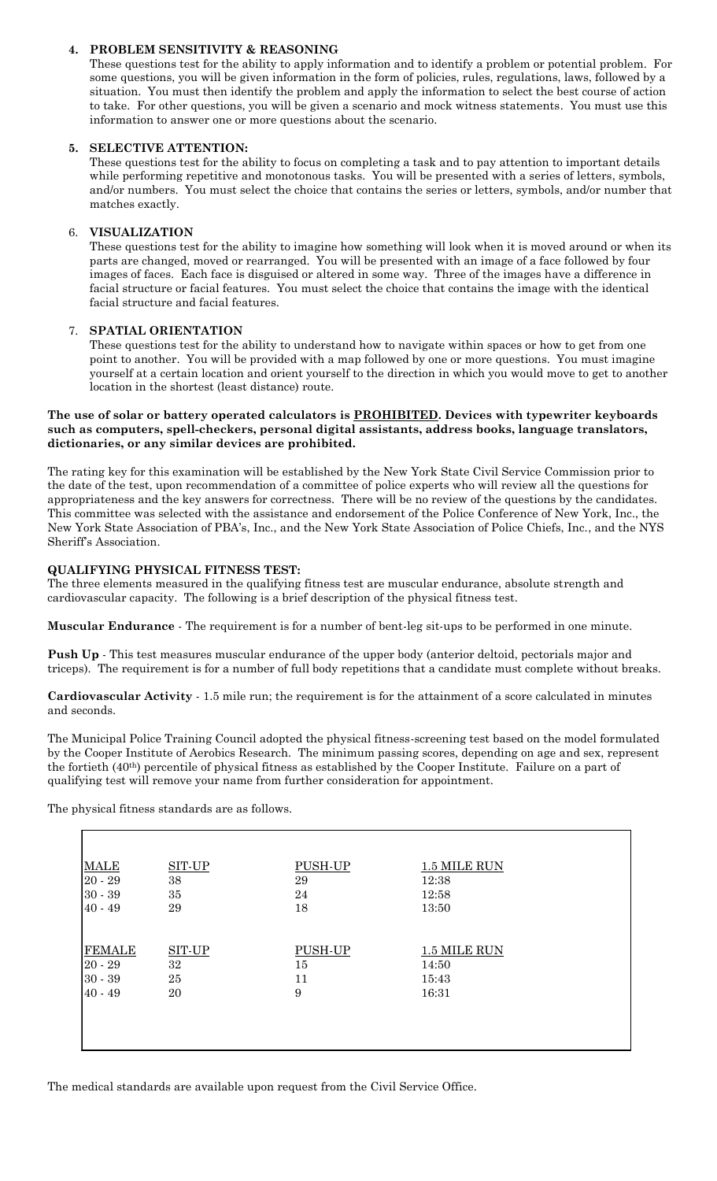4. **PROBLEM SENSITIVITY & REASONING**
   These questions test for the ability to apply information and to identify a problem or potential problem. For some questions, you will be given information in the form of policies, rules, regulations, laws, followed by a situation. You must then identify the problem and apply the information to select the best course of action to take. For other questions, you will be given a scenario and mock witness statements. You must use this information to answer one or more questions about the scenario.

5. **SELECTIVE ATTENTION:**
   These questions test for the ability to focus on completing a task and to pay attention to important details while performing repetitive and monotonous tasks. You will be presented with a series of letters, symbols, and/or numbers. You must select the choice that contains the series or letters, symbols, and/or number that matches exactly.

6. **VISUALIZATION**
   These questions test for the ability to imagine how something will look when it is moved around or when its parts are changed, moved or rearranged. You will be presented with an image of a face followed by four images of faces. Each face is disguised or altered in some way. Three of the images have a difference in facial structure or facial features. You must select the choice that contains the image with the identical facial structure and facial features.

7. **SPATIAL ORIENTATION**
   These questions test for the ability to understand how to navigate within spaces or how to get from one point to another. You will be provided with a map followed by one or more questions. You must imagine yourself at a certain location and orient yourself to the direction in which you would move to get to another location in the shortest (least distance) route.

**The use of solar or battery operated calculators is PROHIBITED. Devices with typewriter keyboards such as computers, spell-checkers, personal digital assistants, address books, language translators, dictionaries, or any similar devices are prohibited.**

The rating key for this examination will be established by the New York State Civil Service Commission prior to the date of the test, upon recommendation of a committee of police experts who will review all the questions for appropriateness and the key answers for correctness. There will be no review of the questions by the candidates. This committee was selected with the assistance and endorsement of the Police Conference of New York, Inc., the New York State Association of PBA's, Inc., and the New York State Association of Police Chiefs, Inc., and the NYS Sheriff's Association.

**QUALIFYING PHYSICAL FITNESS TEST:**
The three elements measured in the qualifying fitness test are muscular endurance, absolute strength and cardiovascular capacity. The following is a brief description of the physical fitness test.

**Muscular Endurance** - The requirement is for a number of bent-leg sit-ups to be performed in one minute.

**Push Up** - This test measures muscular endurance of the upper body (anterior deltoid, pectorials major and triceps). The requirement is for a number of full body repetitions that a candidate must complete without breaks.

**Cardiovascular Activity** - 1.5 mile run; the requirement is for the attainment of a score calculated in minutes and seconds.

The Municipal Police Training Council adopted the physical fitness-screening test based on the model formulated by the Cooper Institute of Aerobics Research. The minimum passing scores, depending on age and sex, represent the fortieth (40th) percentile of physical fitness as established by the Cooper Institute. Failure on a part of qualifying test will remove your name from further consideration for appointment.

The physical fitness standards are as follows.

| MALE | SIT-UP | PUSH-UP | 1.5 MILE RUN |
|---|---|---|---|
| 20 - 29 | 38 | 29 | 12:38 |
| 30 - 39 | 35 | 24 | 12:58 |
| 40 - 49 | 29 | 18 | 13:50 |
| **FEMALE** | **SIT-UP** | **PUSH-UP** | **1.5 MILE RUN** |
| 20 - 29 | 32 | 15 | 14:50 |
| 30 - 39 | 25 | 11 | 15:43 |
| 40 - 49 | 20 | 9 | 16:31 |

The medical standards are available upon request from the Civil Service Office.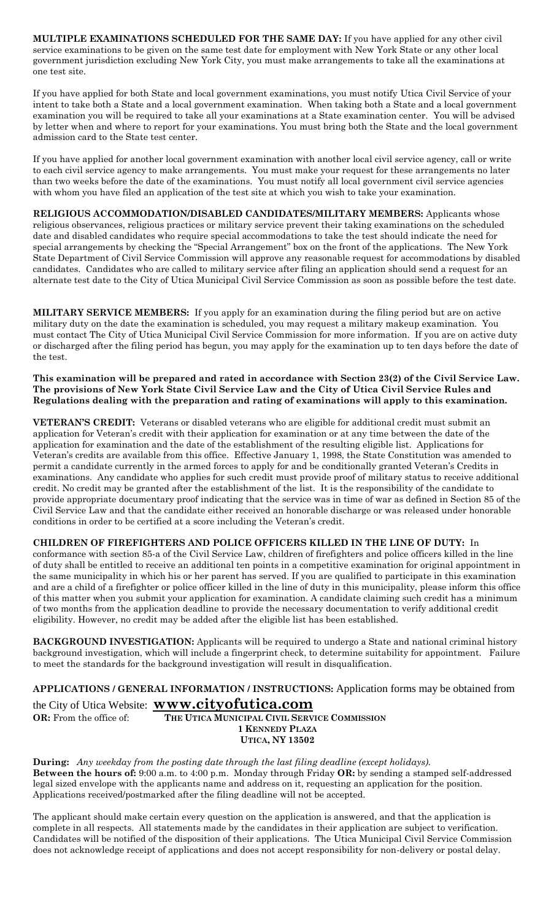**MULTIPLE EXAMINATIONS SCHEDULED FOR THE SAME DAY:** If you have applied for any other civil service examinations to be given on the same test date for employment with New York State or any other local government jurisdiction excluding New York City, you must make arrangements to take all the examinations at one test site.

If you have applied for both State and local government examinations, you must notify Utica Civil Service of your intent to take both a State and a local government examination. When taking both a State and a local government examination you will be required to take all your examinations at a State examination center. You will be advised by letter when and where to report for your examinations. You must bring both the State and the local government admission card to the State test center.

If you have applied for another local government examination with another local civil service agency, call or write to each civil service agency to make arrangements. You must make your request for these arrangements no later than two weeks before the date of the examinations. You must notify all local government civil service agencies with whom you have filed an application of the test site at which you wish to take your examination.

**RELIGIOUS ACCOMMODATION/DISABLED CANDIDATES/MILITARY MEMBERS:** Applicants whose religious observances, religious practices or military service prevent their taking examinations on the scheduled date and disabled candidates who require special accommodations to take the test should indicate the need for special arrangements by checking the "Special Arrangement" box on the front of the applications. The New York State Department of Civil Service Commission will approve any reasonable request for accommodations by disabled candidates. Candidates who are called to military service after filing an application should send a request for an alternate test date to the City of Utica Municipal Civil Service Commission as soon as possible before the test date.

**MILITARY SERVICE MEMBERS:** If you apply for an examination during the filing period but are on active military duty on the date the examination is scheduled, you may request a military makeup examination. You must contact The City of Utica Municipal Civil Service Commission for more information. If you are on active duty or discharged after the filing period has begun, you may apply for the examination up to ten days before the date of the test.

**This examination will be prepared and rated in accordance with Section 23(2) of the Civil Service Law. The provisions of New York State Civil Service Law and the City of Utica Civil Service Rules and Regulations dealing with the preparation and rating of examinations will apply to this examination.**

**VETERAN'S CREDIT:** Veterans or disabled veterans who are eligible for additional credit must submit an application for Veteran's credit with their application for examination or at any time between the date of the application for examination and the date of the establishment of the resulting eligible list. Applications for Veteran's credits are available from this office. Effective January 1, 1998, the State Constitution was amended to permit a candidate currently in the armed forces to apply for and be conditionally granted Veteran's Credits in examinations. Any candidate who applies for such credit must provide proof of military status to receive additional credit. No credit may be granted after the establishment of the list. It is the responsibility of the candidate to provide appropriate documentary proof indicating that the service was in time of war as defined in Section 85 of the Civil Service Law and that the candidate either received an honorable discharge or was released under honorable conditions in order to be certified at a score including the Veteran's credit.

**CHILDREN OF FIREFIGHTERS AND POLICE OFFICERS KILLED IN THE LINE OF DUTY:** In conformance with section 85-a of the Civil Service Law, children of firefighters and police officers killed in the line of duty shall be entitled to receive an additional ten points in a competitive examination for original appointment in the same municipality in which his or her parent has served. If you are qualified to participate in this examination and are a child of a firefighter or police officer killed in the line of duty in this municipality, please inform this office of this matter when you submit your application for examination. A candidate claiming such credit has a minimum of two months from the application deadline to provide the necessary documentation to verify additional credit eligibility. However, no credit may be added after the eligible list has been established.

**BACKGROUND INVESTIGATION:** Applicants will be required to undergo a State and national criminal history background investigation, which will include a fingerprint check, to determine suitability for appointment. Failure to meet the standards for the background investigation will result in disqualification.

**APPLICATIONS / GENERAL INFORMATION / INSTRUCTIONS:** Application forms may be obtained from the City of Utica Website: **www.cityofutica.com**

**OR:** From the office of: **THE UTICA MUNICIPAL CIVIL SERVICE COMMISSION**
**1 KENNEDY PLAZA**
**UTICA, NY 13502**

**During:** *Any weekday from the posting date through the last filing deadline (except holidays).*
**Between the hours of:** 9:00 a.m. to 4:00 p.m. Monday through Friday **OR:** by sending a stamped self-addressed legal sized envelope with the applicants name and address on it, requesting an application for the position. Applications received/postmarked after the filing deadline will not be accepted.

The applicant should make certain every question on the application is answered, and that the application is complete in all respects. All statements made by the candidates in their application are subject to verification. Candidates will be notified of the disposition of their applications. The Utica Municipal Civil Service Commission does not acknowledge receipt of applications and does not accept responsibility for non-delivery or postal delay.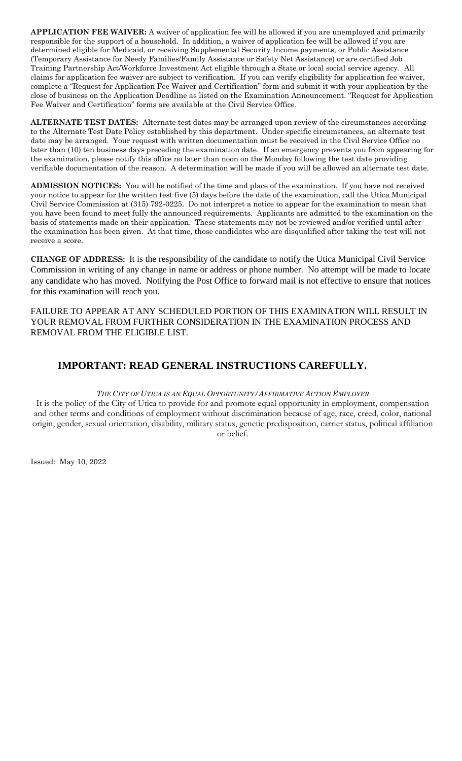**APPLICATION FEE WAIVER:** A waiver of application fee will be allowed if you are unemployed and primarily responsible for the support of a household. In addition, a waiver of application fee will be allowed if you are determined eligible for Medicaid, or receiving Supplemental Security Income payments, or Public Assistance (Temporary Assistance for Needy Families/Family Assistance or Safety Net Assistance) or are certified Job Training Partnership Act/Workforce Investment Act eligible through a State or local social service agency. All claims for application fee waiver are subject to verification. If you can verify eligibility for application fee waiver, complete a "Request for Application Fee Waiver and Certification" form and submit it with your application by the close of business on the Application Deadline as listed on the Examination Announcement. "Request for Application Fee Waiver and Certification" forms are available at the Civil Service Office.

**ALTERNATE TEST DATES:** Alternate test dates may be arranged upon review of the circumstances according to the Alternate Test Date Policy established by this department. Under specific circumstances, an alternate test date may be arranged. Your request with written documentation must be received in the Civil Service Office no later than (10) ten business days preceding the examination date. If an emergency prevents you from appearing for the examination, please notify this office no later than noon on the Monday following the test date providing verifiable documentation of the reason. A determination will be made if you will be allowed an alternate test date.

**ADMISSION NOTICES:** You will be notified of the time and place of the examination. If you have not received your notice to appear for the written test five (5) days before the date of the examination, call the Utica Municipal Civil Service Commission at (315) 792-0225. Do not interpret a notice to appear for the examination to mean that you have been found to meet fully the announced requirements. Applicants are admitted to the examination on the basis of statements made on their application. These statements may not be reviewed and/or verified until after the examination has been given. At that time, those candidates who are disqualified after taking the test will not receive a score.

**CHANGE OF ADDRESS:** It is the responsibility of the candidate to notify the Utica Municipal Civil Service Commission in writing of any change in name or address or phone number. No attempt will be made to locate any candidate who has moved. Notifying the Post Office to forward mail is not effective to ensure that notices for this examination will reach you.

FAILURE TO APPEAR AT ANY SCHEDULED PORTION OF THIS EXAMINATION WILL RESULT IN YOUR REMOVAL FROM FURTHER CONSIDERATION IN THE EXAMINATION PROCESS AND REMOVAL FROM THE ELIGIBLE LIST.

## IMPORTANT: READ GENERAL INSTRUCTIONS CAREFULLY.

*THE CITY OF UTICA IS AN EQUAL OPPORTUNITY/AFFIRMATIVE ACTION EMPLOYER*

It is the policy of the City of Utica to provide for and promote equal opportunity in employment, compensation and other terms and conditions of employment without discrimination because of age, race, creed, color, national origin, gender, sexual orientation, disability, military status, genetic predisposition, carrier status, political affiliation or belief.

Issued: May 10, 2022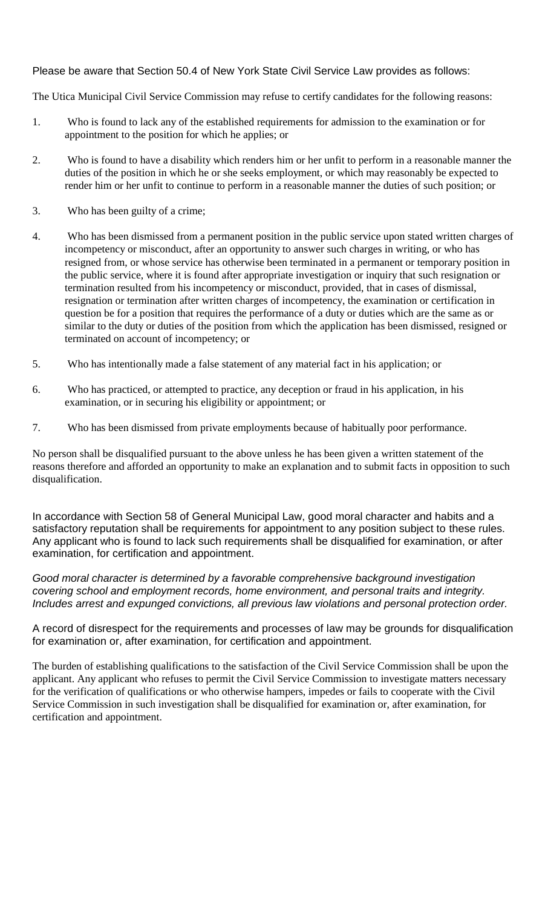Please be aware that Section 50.4 of New York State Civil Service Law provides as follows:

The Utica Municipal Civil Service Commission may refuse to certify candidates for the following reasons:

1. Who is found to lack any of the established requirements for admission to the examination or for appointment to the position for which he applies; or

2. Who is found to have a disability which renders him or her unfit to perform in a reasonable manner the duties of the position in which he or she seeks employment, or which may reasonably be expected to render him or her unfit to continue to perform in a reasonable manner the duties of such position; or

3. Who has been guilty of a crime;

4. Who has been dismissed from a permanent position in the public service upon stated written charges of incompetency or misconduct, after an opportunity to answer such charges in writing, or who has resigned from, or whose service has otherwise been terminated in a permanent or temporary position in the public service, where it is found after appropriate investigation or inquiry that such resignation or termination resulted from his incompetency or misconduct, provided, that in cases of dismissal, resignation or termination after written charges of incompetency, the examination or certification in question be for a position that requires the performance of a duty or duties which are the same as or similar to the duty or duties of the position from which the application has been dismissed, resigned or terminated on account of incompetency; or

5. Who has intentionally made a false statement of any material fact in his application; or

6. Who has practiced, or attempted to practice, any deception or fraud in his application, in his examination, or in securing his eligibility or appointment; or

7. Who has been dismissed from private employments because of habitually poor performance.

No person shall be disqualified pursuant to the above unless he has been given a written statement of the reasons therefore and afforded an opportunity to make an explanation and to submit facts in opposition to such disqualification.

In accordance with Section 58 of General Municipal Law, good moral character and habits and a satisfactory reputation shall be requirements for appointment to any position subject to these rules. Any applicant who is found to lack such requirements shall be disqualified for examination, or after examination, for certification and appointment.

*Good moral character is determined by a favorable comprehensive background investigation covering school and employment records, home environment, and personal traits and integrity. Includes arrest and expunged convictions, all previous law violations and personal protection order.*

A record of disrespect for the requirements and processes of law may be grounds for disqualification for examination or, after examination, for certification and appointment.

The burden of establishing qualifications to the satisfaction of the Civil Service Commission shall be upon the applicant. Any applicant who refuses to permit the Civil Service Commission to investigate matters necessary for the verification of qualifications or who otherwise hampers, impedes or fails to cooperate with the Civil Service Commission in such investigation shall be disqualified for examination or, after examination, for certification and appointment.